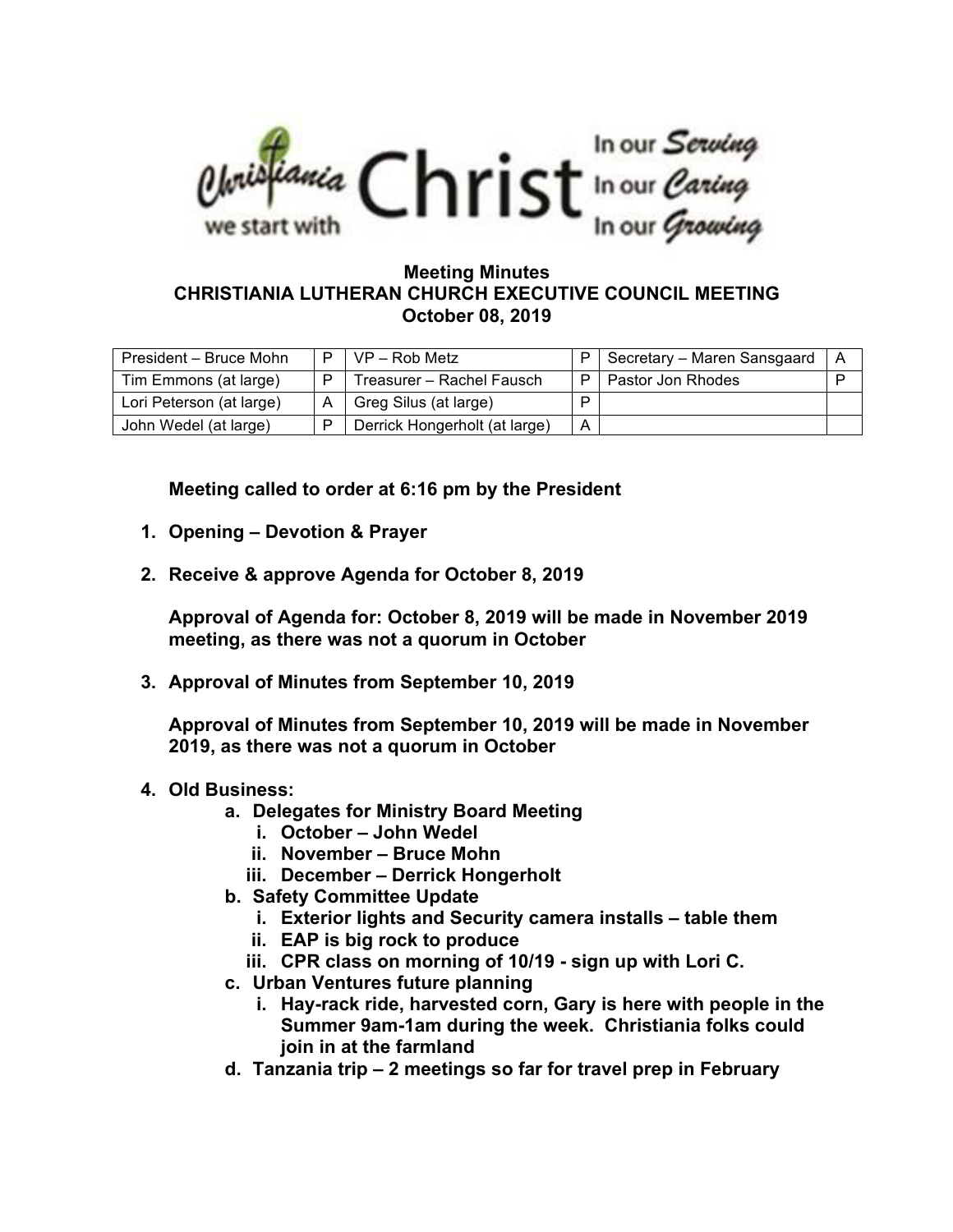Christiania we start with Christ — In our *Serving* In our *Caring* In our *Growing*

**Meeting Minutes**
**CHRISTIANIA LUTHERAN CHURCH EXECUTIVE COUNCIL MEETING**
**October 08, 2019**

| | | | | | |
|---|---|---|---|---|---|
| President – Bruce Mohn | P | VP – Rob Metz | P | Secretary – Maren Sansgaard | A |
| Tim Emmons (at large) | P | Treasurer – Rachel Fausch | P | Pastor Jon Rhodes | P |
| Lori Peterson (at large) | A | Greg Silus (at large) | P | | |
| John Wedel (at large) | P | Derrick Hongerholt (at large) | A | | |

**Meeting called to order at 6:16 pm by the President**

1. **Opening – Devotion & Prayer**

2. **Receive & approve Agenda for October 8, 2019**

   **Approval of Agenda for: October 8, 2019 will be made in November 2019 meeting, as there was not a quorum in October**

3. **Approval of Minutes from September 10, 2019**

   **Approval of Minutes from September 10, 2019 will be made in November 2019, as there was not a quorum in October**

4. **Old Business:**
   a. **Delegates for Ministry Board Meeting**
      i. **October – John Wedel**
      ii. **November – Bruce Mohn**
      iii. **December – Derrick Hongerholt**
   b. **Safety Committee Update**
      i. **Exterior lights and Security camera installs – table them**
      ii. **EAP is big rock to produce**
      iii. **CPR class on morning of 10/19 - sign up with Lori C.**
   c. **Urban Ventures future planning**
      i. **Hay-rack ride, harvested corn, Gary is here with people in the Summer 9am-1am during the week. Christiania folks could join in at the farmland**
   d. **Tanzania trip – 2 meetings so far for travel prep in February**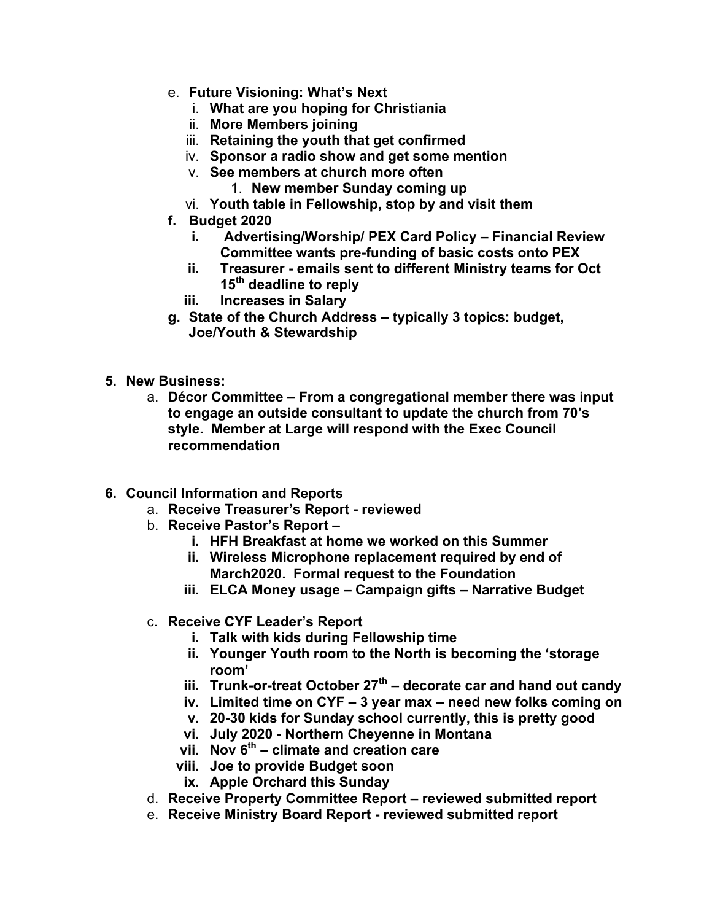e. **Future Visioning: What's Next**
    i. **What are you hoping for Christiania**
    ii. **More Members joining**
    iii. **Retaining the youth that get confirmed**
    iv. **Sponsor a radio show and get some mention**
    v. **See members at church more often**
        1. **New member Sunday coming up**
    vi. **Youth table in Fellowship, stop by and visit them**

f. **Budget 2020**
    i. **Advertising/Worship/ PEX Card Policy – Financial Review Committee wants pre-funding of basic costs onto PEX**
    ii. **Treasurer - emails sent to different Ministry teams for Oct 15th deadline to reply**
    iii. **Increases in Salary**

g. **State of the Church Address – typically 3 topics: budget, Joe/Youth & Stewardship**

5. **New Business:**
    a. **Décor Committee – From a congregational member there was input to engage an outside consultant to update the church from 70's style. Member at Large will respond with the Exec Council recommendation**

6. **Council Information and Reports**
    a. **Receive Treasurer's Report - reviewed**
    b. **Receive Pastor's Report –**
        i. **HFH Breakfast at home we worked on this Summer**
        ii. **Wireless Microphone replacement required by end of March2020. Formal request to the Foundation**
        iii. **ELCA Money usage – Campaign gifts – Narrative Budget**
    c. **Receive CYF Leader's Report**
        i. **Talk with kids during Fellowship time**
        ii. **Younger Youth room to the North is becoming the 'storage room'**
        iii. **Trunk-or-treat October 27th – decorate car and hand out candy**
        iv. **Limited time on CYF – 3 year max – need new folks coming on**
        v. **20-30 kids for Sunday school currently, this is pretty good**
        vi. **July 2020 - Northern Cheyenne in Montana**
        vii. **Nov 6th – climate and creation care**
        viii. **Joe to provide Budget soon**
        ix. **Apple Orchard this Sunday**
    d. **Receive Property Committee Report – reviewed submitted report**
    e. **Receive Ministry Board Report - reviewed submitted report**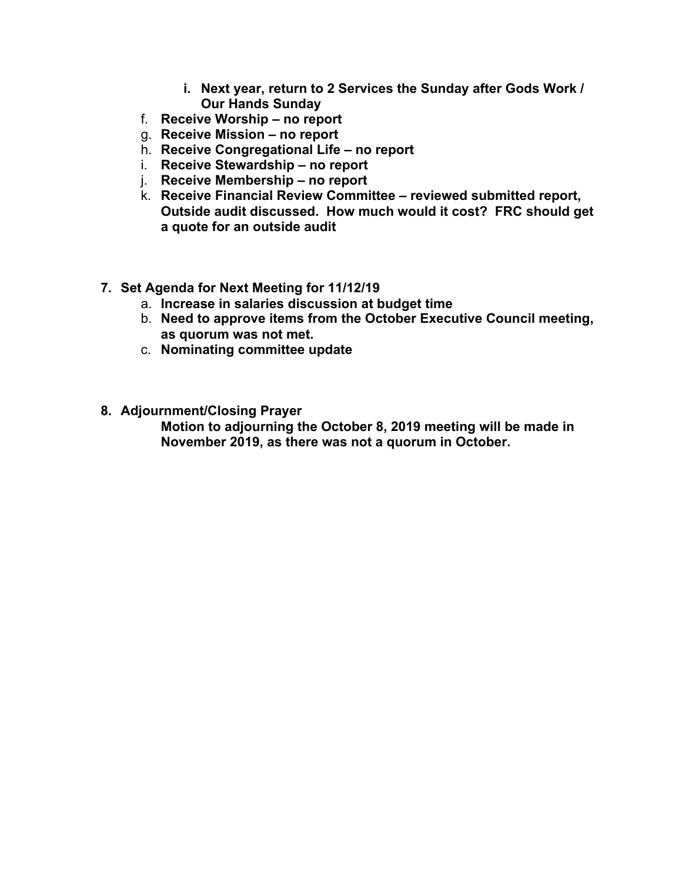i. **Next year, return to 2 Services the Sunday after Gods Work / Our Hands Sunday**

f. **Receive Worship – no report**
g. **Receive Mission – no report**
h. **Receive Congregational Life – no report**
i. **Receive Stewardship – no report**
j. **Receive Membership – no report**
k. **Receive Financial Review Committee – reviewed submitted report, Outside audit discussed. How much would it cost? FRC should get a quote for an outside audit**

7. **Set Agenda for Next Meeting for 11/12/19**
   a. **Increase in salaries discussion at budget time**
   b. **Need to approve items from the October Executive Council meeting, as quorum was not met.**
   c. **Nominating committee update**

8. **Adjournment/Closing Prayer**

   **Motion to adjourning the October 8, 2019 meeting will be made in November 2019, as there was not a quorum in October.**